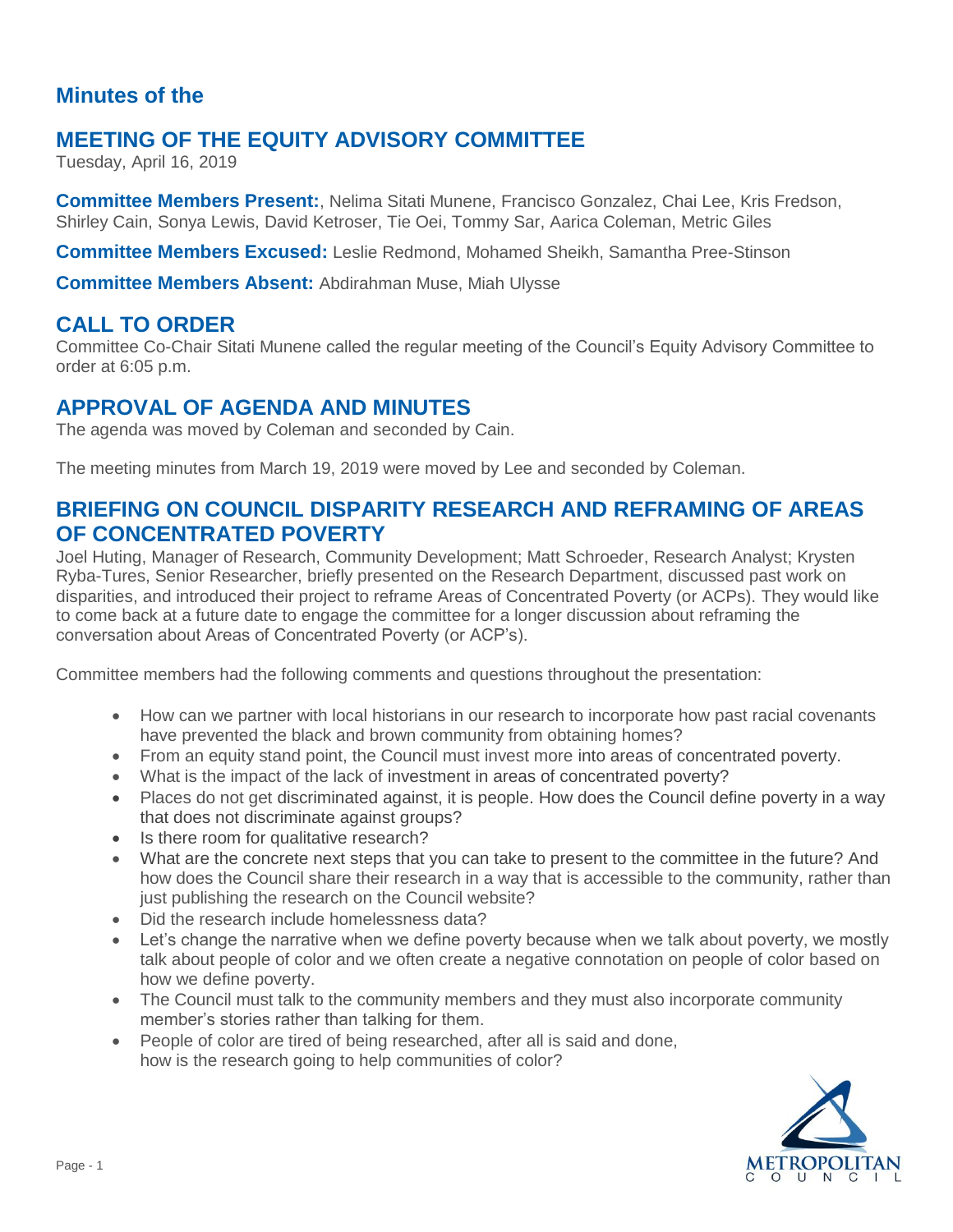## Minutes of the

# MEETING OF THE EQUITY ADVISORY COMMITTEE

Tuesday, April 16, 2019

**Committee Members Present:**, Nelima Sitati Munene, Francisco Gonzalez, Chai Lee, Kris Fredson, Shirley Cain, Sonya Lewis, David Ketroser, Tie Oei, Tommy Sar, Aarica Coleman, Metric Giles

**Committee Members Excused:** Leslie Redmond, Mohamed Sheikh, Samantha Pree-Stinson

**Committee Members Absent:** Abdirahman Muse, Miah Ulysse

## CALL TO ORDER

Committee Co-Chair Sitati Munene called the regular meeting of the Council's Equity Advisory Committee to order at 6:05 p.m.

## APPROVAL OF AGENDA AND MINUTES

The agenda was moved by Coleman and seconded by Cain.

The meeting minutes from March 19, 2019 were moved by Lee and seconded by Coleman.

## BRIEFING ON COUNCIL DISPARITY RESEARCH AND REFRAMING OF AREAS OF CONCENTRATED POVERTY

Joel Huting, Manager of Research, Community Development; Matt Schroeder, Research Analyst; Krysten Ryba-Tures, Senior Researcher, briefly presented on the Research Department, discussed past work on disparities, and introduced their project to reframe Areas of Concentrated Poverty (or ACPs). They would like to come back at a future date to engage the committee for a longer discussion about reframing the conversation about Areas of Concentrated Poverty (or ACP's).

Committee members had the following comments and questions throughout the presentation:

- How can we partner with local historians in our research to incorporate how past racial covenants have prevented the black and brown community from obtaining homes?
- From an equity stand point, the Council must invest more into areas of concentrated poverty.
- What is the impact of the lack of investment in areas of concentrated poverty?
- Places do not get discriminated against, it is people. How does the Council define poverty in a way that does not discriminate against groups?
- Is there room for qualitative research?
- What are the concrete next steps that you can take to present to the committee in the future? And how does the Council share their research in a way that is accessible to the community, rather than just publishing the research on the Council website?
- Did the research include homelessness data?
- Let's change the narrative when we define poverty because when we talk about poverty, we mostly talk about people of color and we often create a negative connotation on people of color based on how we define poverty.
- The Council must talk to the community members and they must also incorporate community member's stories rather than talking for them.
- People of color are tired of being researched, after all is said and done, how is the research going to help communities of color?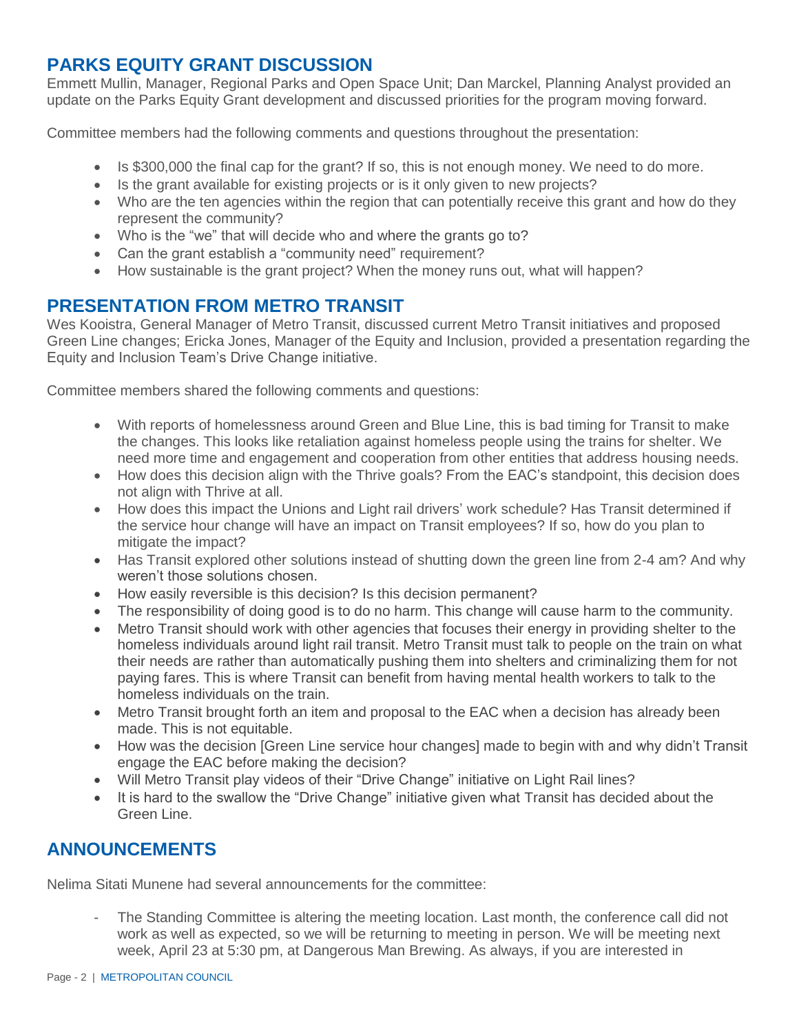## PARKS EQUITY GRANT DISCUSSION

Emmett Mullin, Manager, Regional Parks and Open Space Unit; Dan Marckel, Planning Analyst provided an update on the Parks Equity Grant development and discussed priorities for the program moving forward.

Committee members had the following comments and questions throughout the presentation:

- Is $300,000 the final cap for the grant? If so, this is not enough money. We need to do more.
- Is the grant available for existing projects or is it only given to new projects?
- Who are the ten agencies within the region that can potentially receive this grant and how do they represent the community?
- Who is the "we" that will decide who and where the grants go to?
- Can the grant establish a "community need" requirement?
- How sustainable is the grant project? When the money runs out, what will happen?

## PRESENTATION FROM METRO TRANSIT

Wes Kooistra, General Manager of Metro Transit, discussed current Metro Transit initiatives and proposed Green Line changes; Ericka Jones, Manager of the Equity and Inclusion, provided a presentation regarding the Equity and Inclusion Team's Drive Change initiative.

Committee members shared the following comments and questions:

- With reports of homelessness around Green and Blue Line, this is bad timing for Transit to make the changes. This looks like retaliation against homeless people using the trains for shelter. We need more time and engagement and cooperation from other entities that address housing needs.
- How does this decision align with the Thrive goals? From the EAC's standpoint, this decision does not align with Thrive at all.
- How does this impact the Unions and Light rail drivers' work schedule? Has Transit determined if the service hour change will have an impact on Transit employees? If so, how do you plan to mitigate the impact?
- Has Transit explored other solutions instead of shutting down the green line from 2-4 am? And why weren't those solutions chosen.
- How easily reversible is this decision? Is this decision permanent?
- The responsibility of doing good is to do no harm. This change will cause harm to the community.
- Metro Transit should work with other agencies that focuses their energy in providing shelter to the homeless individuals around light rail transit. Metro Transit must talk to people on the train on what their needs are rather than automatically pushing them into shelters and criminalizing them for not paying fares. This is where Transit can benefit from having mental health workers to talk to the homeless individuals on the train.
- Metro Transit brought forth an item and proposal to the EAC when a decision has already been made. This is not equitable.
- How was the decision [Green Line service hour changes] made to begin with and why didn't Transit engage the EAC before making the decision?
- Will Metro Transit play videos of their "Drive Change" initiative on Light Rail lines?
- It is hard to the swallow the "Drive Change" initiative given what Transit has decided about the Green Line.

## ANNOUNCEMENTS

Nelima Sitati Munene had several announcements for the committee:

- The Standing Committee is altering the meeting location. Last month, the conference call did not work as well as expected, so we will be returning to meeting in person. We will be meeting next week, April 23 at 5:30 pm, at Dangerous Man Brewing. As always, if you are interested in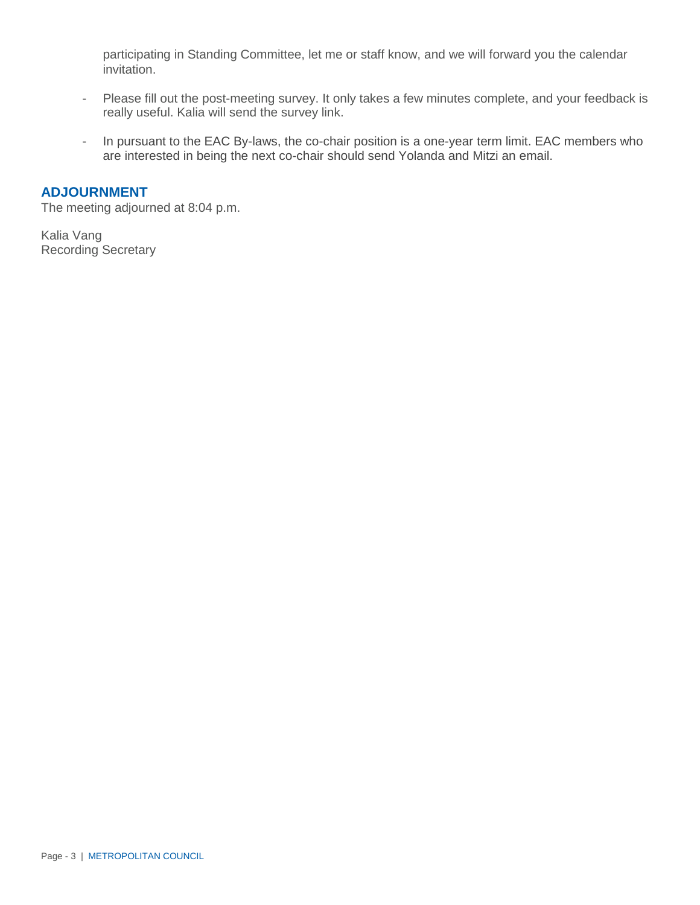participating in Standing Committee, let me or staff know, and we will forward you the calendar invitation.

- Please fill out the post-meeting survey. It only takes a few minutes complete, and your feedback is really useful. Kalia will send the survey link.

- In pursuant to the EAC By-laws, the co-chair position is a one-year term limit. EAC members who are interested in being the next co-chair should send Yolanda and Mitzi an email.

## ADJOURNMENT

The meeting adjourned at 8:04 p.m.

Kalia Vang
Recording Secretary